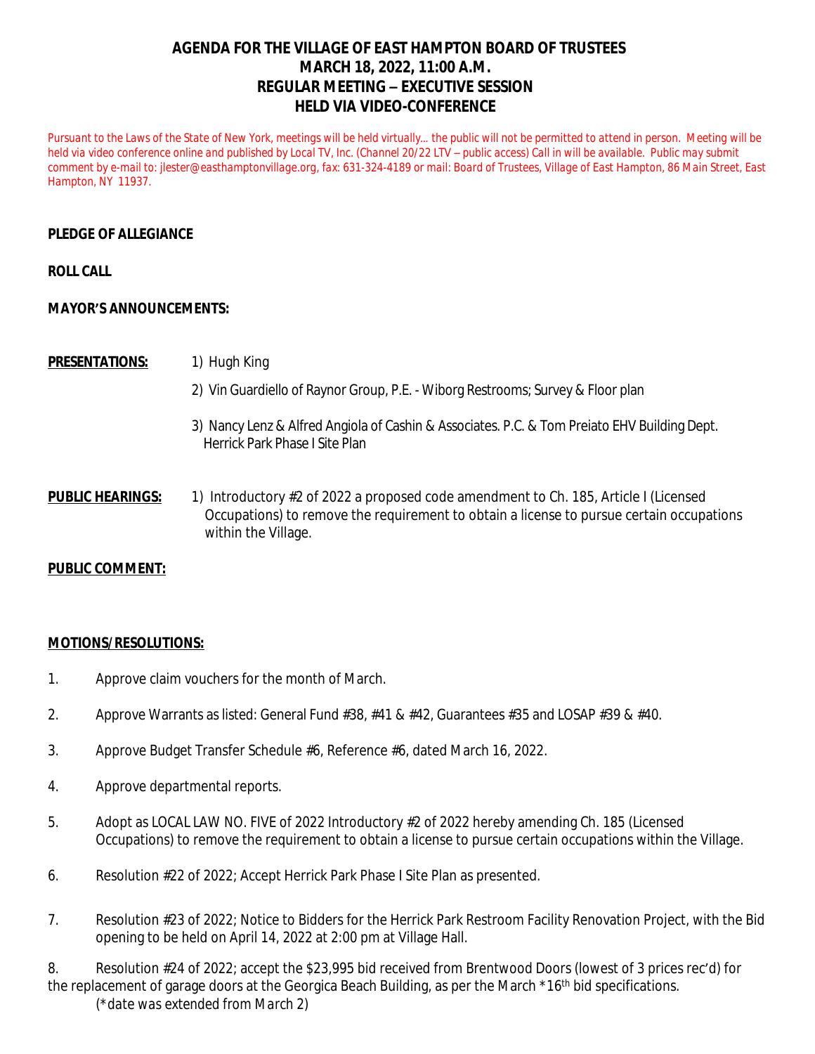# AGENDA FOR THE VILLAGE OF EAST HAMPTON BOARD OF TRUSTEES
## MARCH 18, 2022, 11:00 A.M.
## REGULAR MEETING – EXECUTIVE SESSION
## HELD VIA VIDEO-CONFERENCE

Pursuant to the Laws of the State of New York, meetings will be held virtually… the public will not be permitted to attend in person. Meeting will be held via video conference online and published by Local TV, Inc. (Channel 20/22 LTV – public access) Call in will be available. Public may submit comment by e-mail to: jlester@easthamptonvillage.org, fax: 631-324-4189 or mail: Board of Trustees, Village of East Hampton, 86 Main Street, East Hampton, NY 11937.

**PLEDGE OF ALLEGIANCE**

**ROLL CALL**

**MAYOR'S ANNOUNCEMENTS:**

**PRESENTATIONS:**

1) Hugh King

2) Vin Guardiello of Raynor Group, P.E. - Wiborg Restrooms; Survey & Floor plan

3) Nancy Lenz & Alfred Angiola of Cashin & Associates. P.C. & Tom Preiato EHV Building Dept. Herrick Park Phase I Site Plan

**PUBLIC HEARINGS:**

1) Introductory #2 of 2022 a proposed code amendment to Ch. 185, Article I (Licensed Occupations) to remove the requirement to obtain a license to pursue certain occupations within the Village.

**PUBLIC COMMENT:**

**MOTIONS/RESOLUTIONS:**

1. Approve claim vouchers for the month of March.
2. Approve Warrants as listed: General Fund #38, #41 & #42, Guarantees #35 and LOSAP #39 & #40.
3. Approve Budget Transfer Schedule #6, Reference #6, dated March 16, 2022.
4. Approve departmental reports.
5. Adopt as LOCAL LAW NO. FIVE of 2022 Introductory #2 of 2022 hereby amending Ch. 185 (Licensed Occupations) to remove the requirement to obtain a license to pursue certain occupations within the Village.
6. Resolution #22 of 2022; Accept Herrick Park Phase I Site Plan as presented.
7. Resolution #23 of 2022; Notice to Bidders for the Herrick Park Restroom Facility Renovation Project, with the Bid opening to be held on April 14, 2022 at 2:00 pm at Village Hall.
8. Resolution #24 of 2022; accept the $23,995 bid received from Brentwood Doors (lowest of 3 prices rec'd) for the replacement of garage doors at the Georgica Beach Building, as per the March *16th bid specifications.
   (*date was extended from March 2)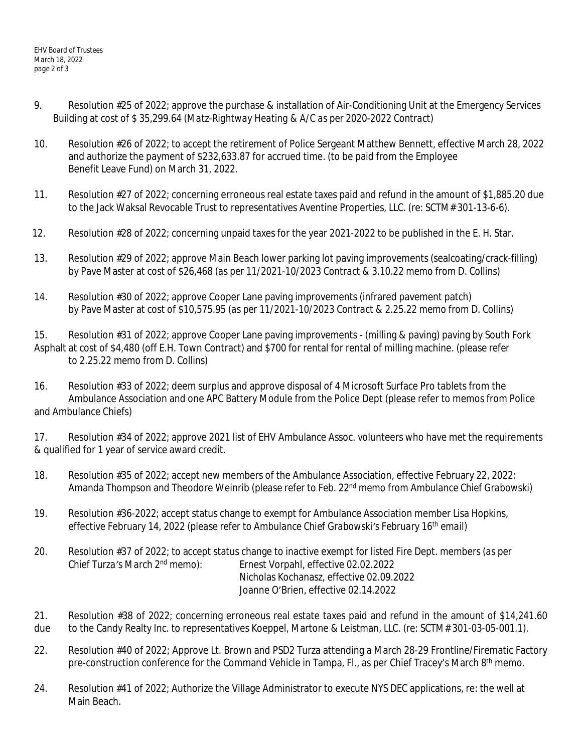9. Resolution #25 of 2022; approve the purchase & installation of Air-Conditioning Unit at the Emergency Services Building at cost of $ 35,299.64 *(Matz-Rightway Heating & A/C as per 2020-2022 Contract)*

10. Resolution #26 of 2022; to accept the retirement of Police Sergeant Matthew Bennett, effective March 28, 2022 and authorize the payment of $232,633.87 for accrued time. (to be paid from the Employee Benefit Leave Fund) on March 31, 2022.

11. Resolution #27 of 2022; concerning erroneous real estate taxes paid and refund in the amount of $1,885.20 due to the Jack Waksal Revocable Trust to representatives Aventine Properties, LLC. (re: SCTM# 301-13-6-6).

12. Resolution #28 of 2022; concerning unpaid taxes for the year 2021-2022 to be published in the E. H. Star.

13. Resolution #29 of 2022; approve Main Beach lower parking lot paving improvements (sealcoating/crack-filling) by Pave Master at cost of $26,468 *(as per 11/2021-10/2023 Contract & 3.10.22 memo from D. Collins)*

14. Resolution #30 of 2022; approve Cooper Lane paving improvements (infrared pavement patch) by Pave Master at cost of $10,575.95 *(as per 11/2021-10/2023 Contract & 2.25.22 memo from D. Collins)*

15. Resolution #31 of 2022; approve Cooper Lane paving improvements - (milling & paving) paving by South Fork Asphalt at cost of $4,480 (off E.H. Town Contract) and $700 for rental for rental of milling machine. *(please refer to 2.25.22 memo from D. Collins)*

16. Resolution #33 of 2022; deem surplus and approve disposal of 4 Microsoft Surface Pro tablets from the Ambulance Association and one APC Battery Module from the Police Dept *(please refer to memos from Police and Ambulance Chiefs)*

17. Resolution #34 of 2022; approve 2021 list of EHV Ambulance Assoc. volunteers who have met the requirements & qualified for 1 year of service award credit.

18. Resolution #35 of 2022; accept new members of the Ambulance Association, effective February 22, 2022: Amanda Thompson and Theodore Weinrib *(please refer to Feb. 22nd memo from Ambulance Chief Grabowski)*

19. Resolution #36-2022; accept status change to exempt for Ambulance Association member Lisa Hopkins, effective February 14, 2022 *(please refer to Ambulance Chief Grabowski's February 16th email)*

20. Resolution #37 of 2022; to accept status change to inactive exempt for listed Fire Dept. members *(as per Chief Turza's March 2nd memo)*:
    - Ernest Vorpahl, effective 02.02.2022
    - Nicholas Kochanasz, effective 02.09.2022
    - Joanne O'Brien, effective 02.14.2022

21. Resolution #38 of 2022; concerning erroneous real estate taxes paid and refund in the amount of $14,241.60 due to the Candy Realty Inc. to representatives Koeppel, Martone & Leistman, LLC. (re: SCTM# 301-03-05-001.1).

22. Resolution #40 of 2022; Approve Lt. Brown and PSD2 Turza attending a March 28-29 Frontline/Firematic Factory pre-construction conference for the Command Vehicle in Tampa, Fl., as per Chief Tracey's March 8th memo.

24. Resolution #41 of 2022; Authorize the Village Administrator to execute NYS DEC applications, re: the well at Main Beach.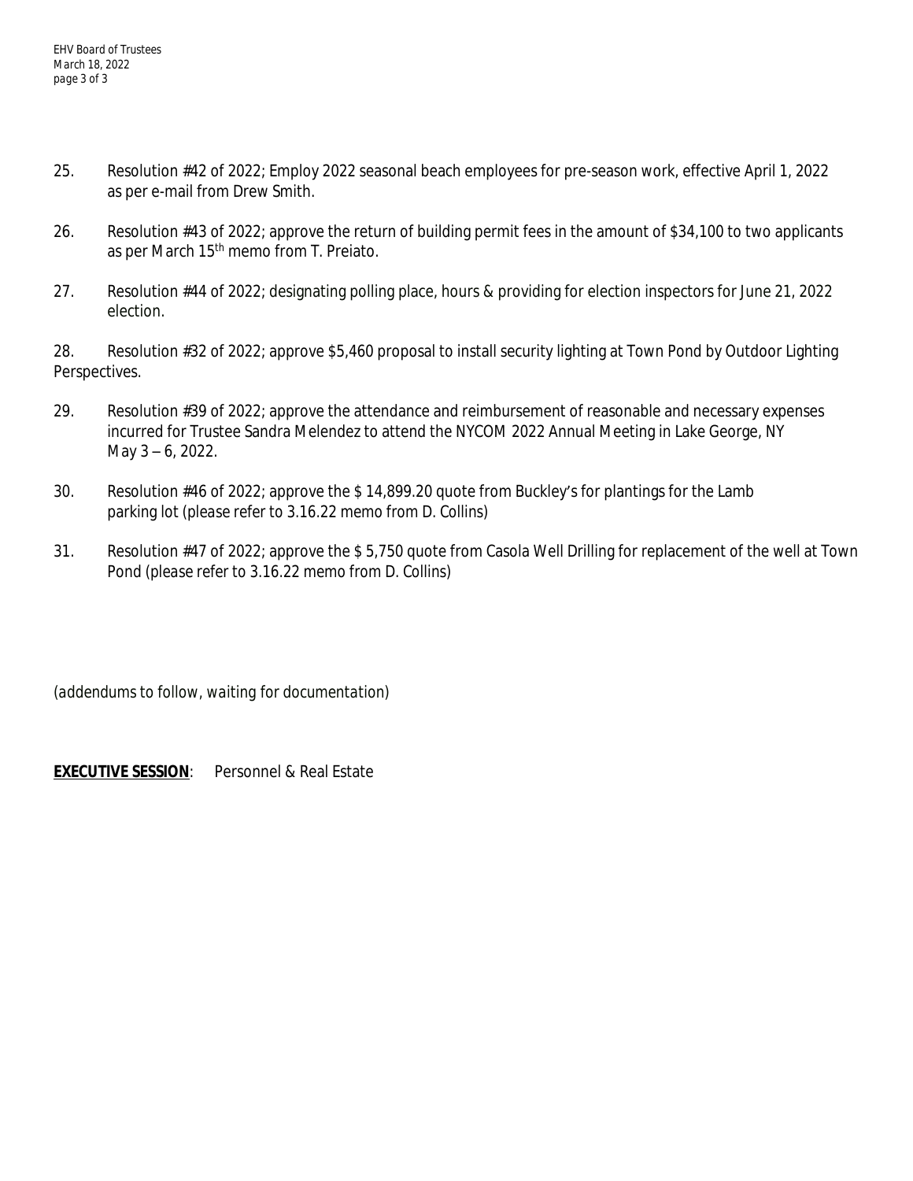25. Resolution #42 of 2022; Employ 2022 seasonal beach employees for pre-season work, effective April 1, 2022 as per e-mail from Drew Smith.

26. Resolution #43 of 2022; approve the return of building permit fees in the amount of $34,100 to two applicants as per March 15th memo from T. Preiato.

27. Resolution #44 of 2022; designating polling place, hours & providing for election inspectors for June 21, 2022 election.

28. Resolution #32 of 2022; approve $5,460 proposal to install security lighting at Town Pond by Outdoor Lighting Perspectives.

29. Resolution #39 of 2022; approve the attendance and reimbursement of reasonable and necessary expenses incurred for Trustee Sandra Melendez to attend the NYCOM 2022 Annual Meeting in Lake George, NY May 3 – 6, 2022.

30. Resolution #46 of 2022; approve the $ 14,899.20 quote from Buckley's for plantings for the Lamb parking lot (please refer to 3.16.22 memo from D. Collins)

31. Resolution #47 of 2022; approve the $ 5,750 quote from Casola Well Drilling for replacement of the well at Town Pond (please refer to 3.16.22 memo from D. Collins)

*(addendums to follow, waiting for documentation)*

**EXECUTIVE SESSION**: Personnel & Real Estate